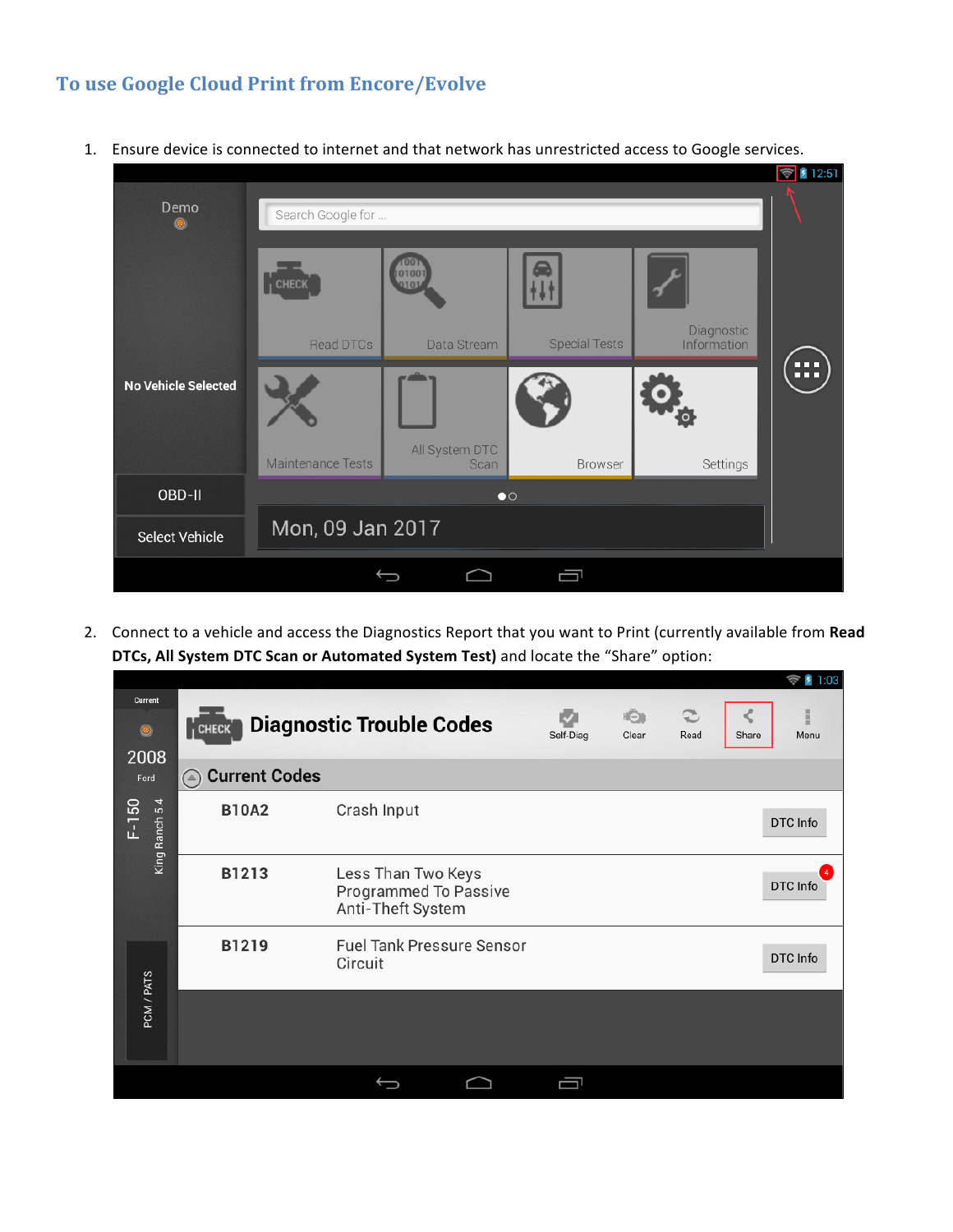## To use Google Cloud Print from Encore/Evolve

1. Ensure device is connected to internet and that network has unrestricted access to Google services.

2. Connect to a vehicle and access the Diagnostics Report that you want to Print (currently available from **Read DTCs, All System DTC Scan or Automated System Test)** and locate the "Share" option: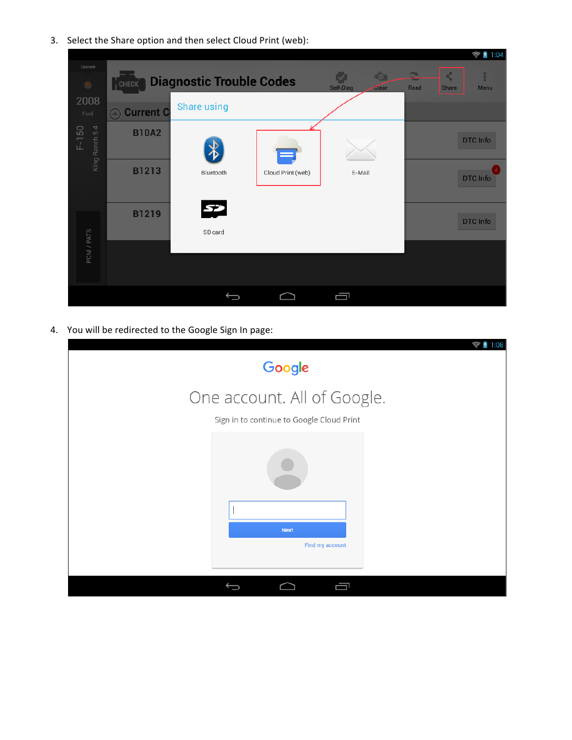3. Select the Share option and then select Cloud Print (web):

4. You will be redirected to the Google Sign In page: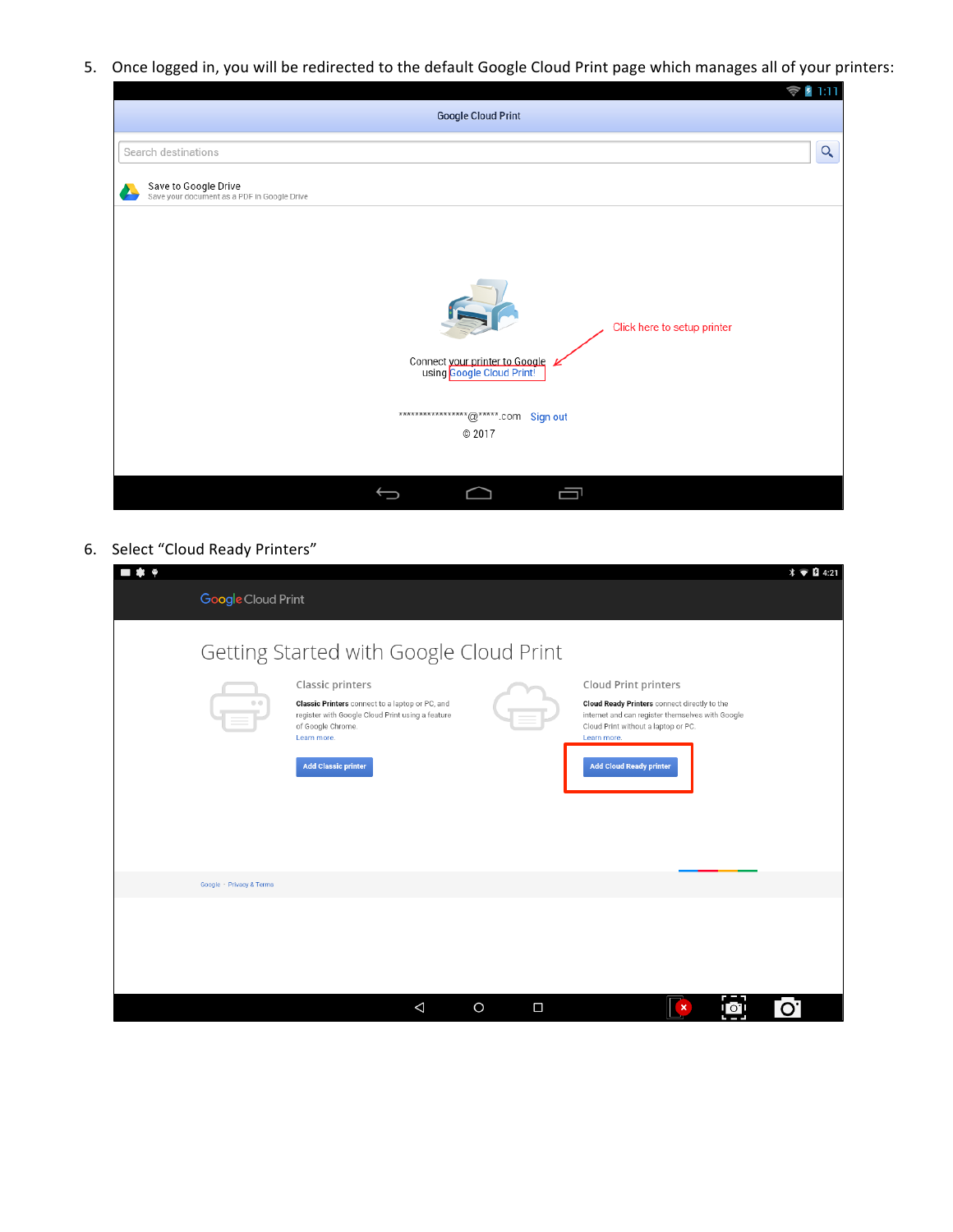5. Once logged in, you will be redirected to the default Google Cloud Print page which manages all of your printers:

6. Select "Cloud Ready Printers"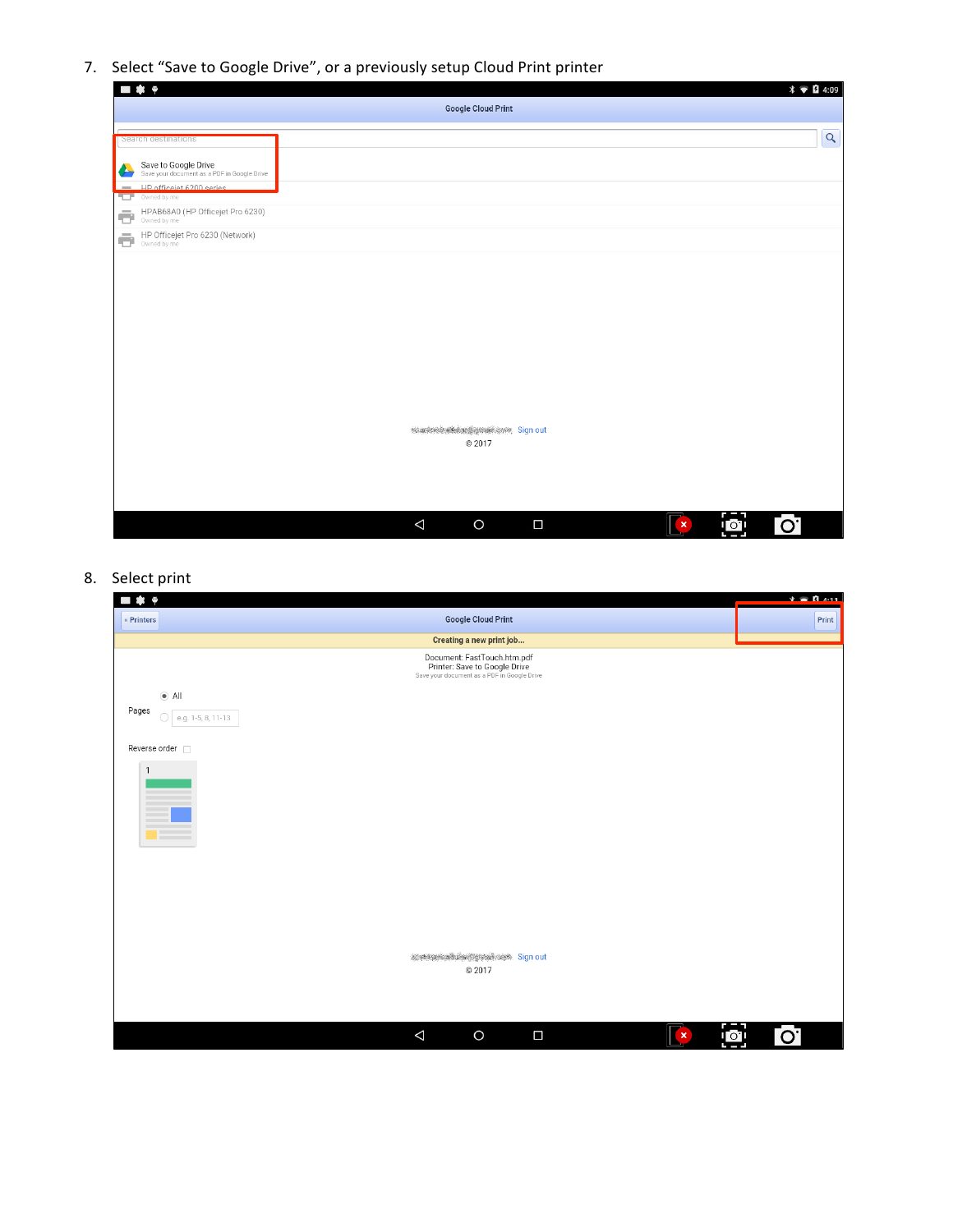7. Select “Save to Google Drive”, or a previously setup Cloud Print printer

8. Select print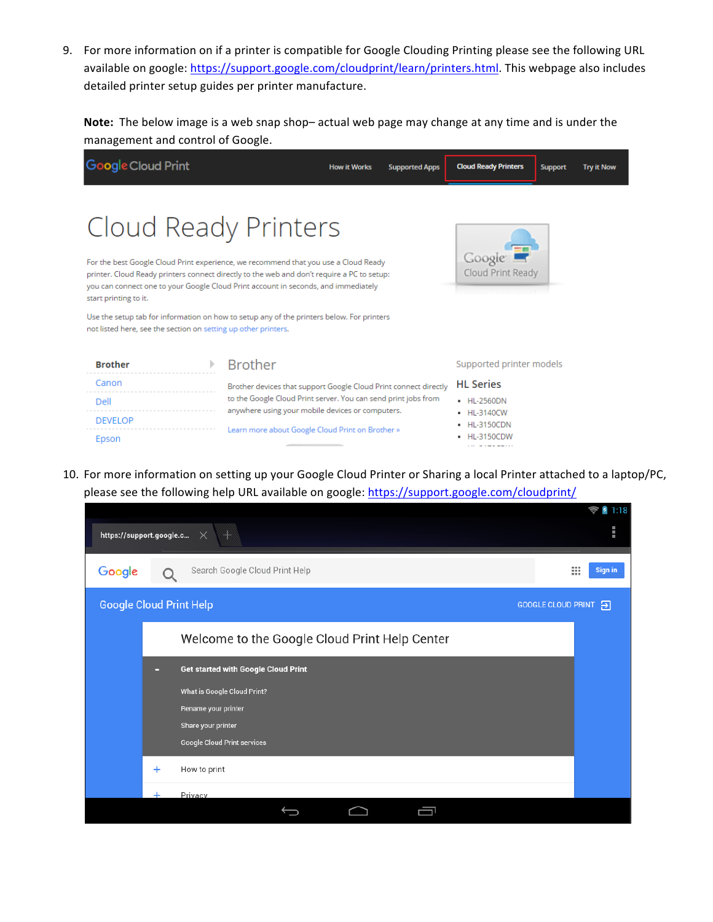9. For more information on if a printer is compatible for Google Clouding Printing please see the following URL available on google: https://support.google.com/cloudprint/learn/printers.html. This webpage also includes detailed printer setup guides per printer manufacture.

**Note:** The below image is a web snap shop– actual web page may change at any time and is under the management and control of Google.

10. For more information on setting up your Google Cloud Printer or Sharing a local Printer attached to a laptop/PC, please see the following help URL available on google: https://support.google.com/cloudprint/